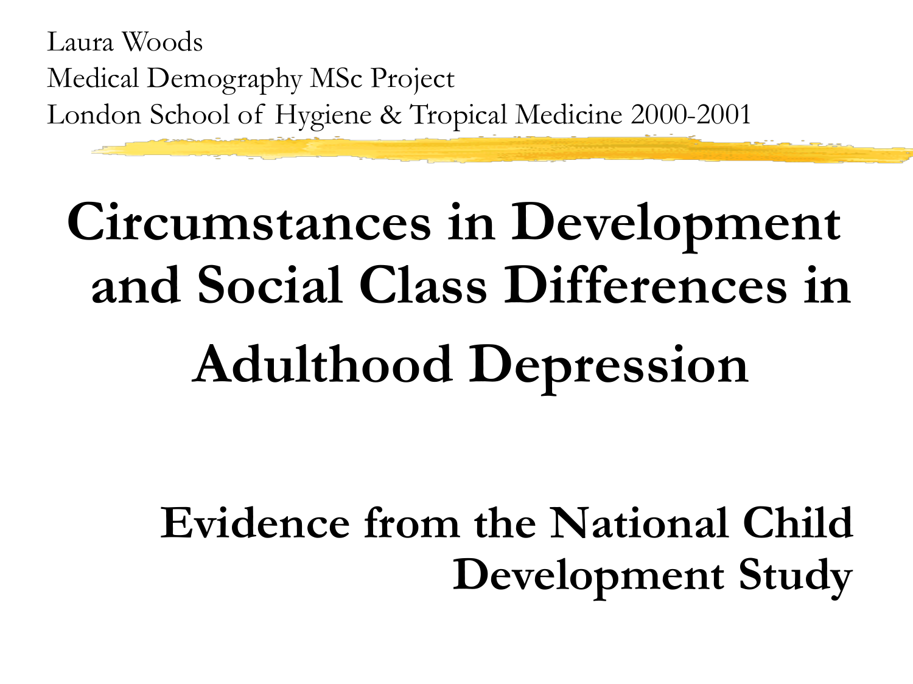Laura Woods
Medical Demography MSc Project
London School of Hygiene & Tropical Medicine 2000-2001

# Circumstances in Development and Social Class Differences in Adulthood Depression

## Evidence from the National Child Development Study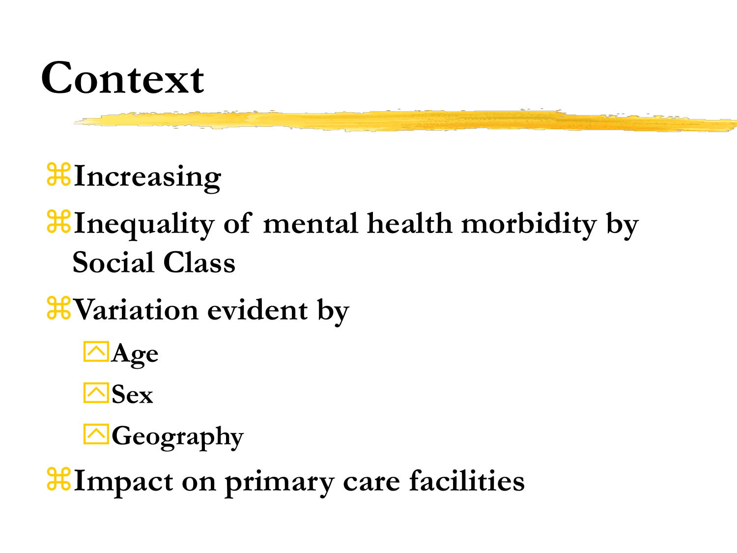# Context

- Increasing
- Inequality of mental health morbidity by Social Class
- Variation evident by
  - Age
  - Sex
  - Geography
- Impact on primary care facilities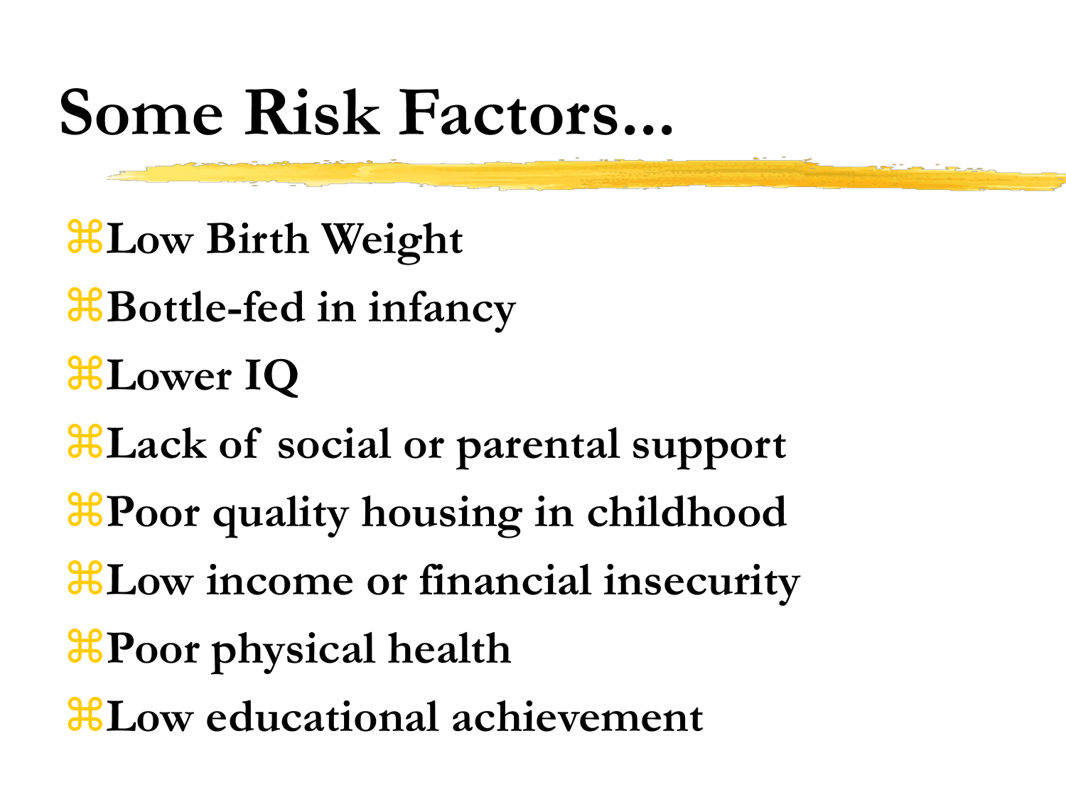# Some Risk Factors...

- Low Birth Weight
- Bottle-fed in infancy
- Lower IQ
- Lack of social or parental support
- Poor quality housing in childhood
- Low income or financial insecurity
- Poor physical health
- Low educational achievement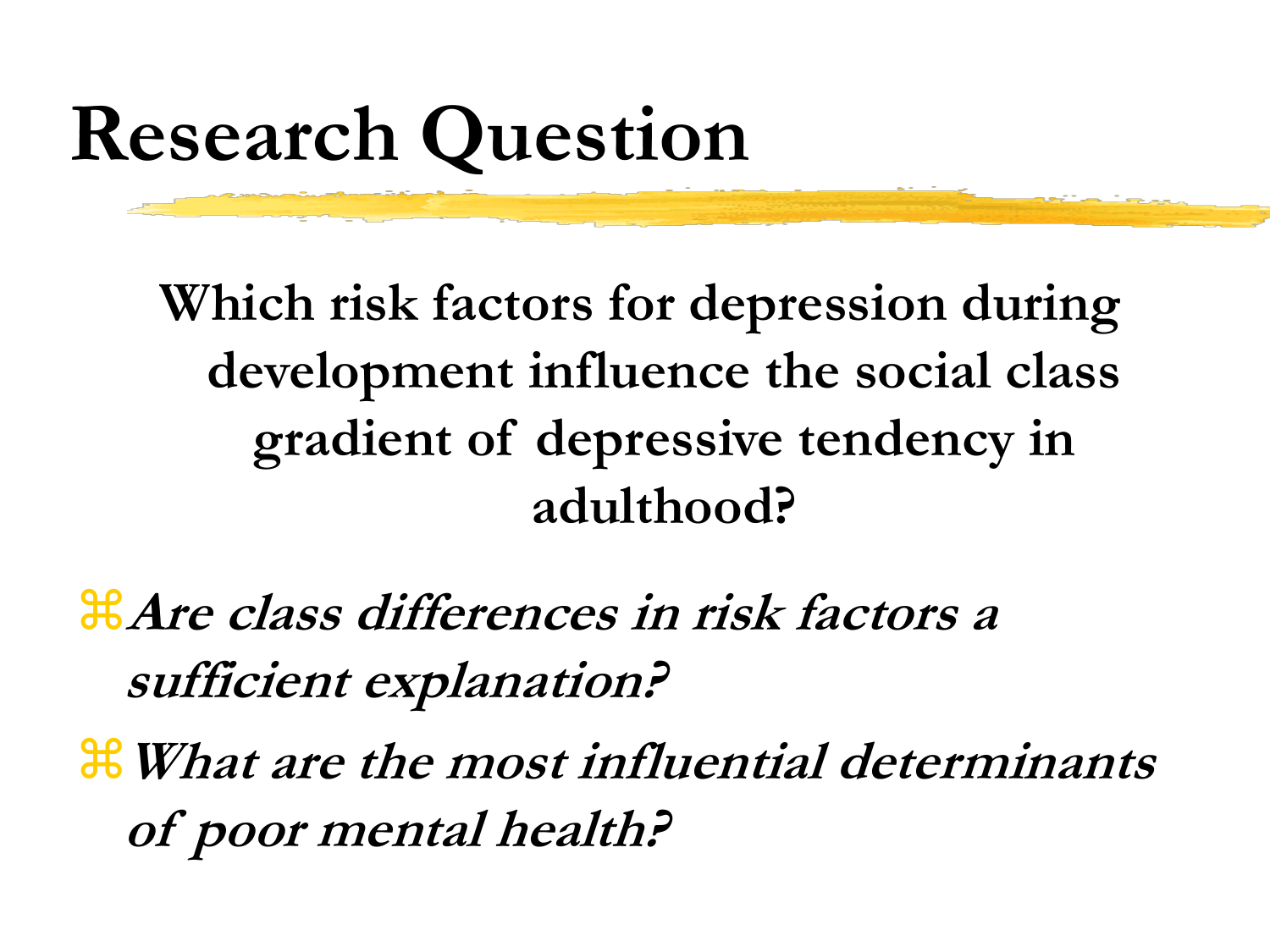# Research Question

**Which risk factors for depression during development influence the social class gradient of depressive tendency in adulthood?**

- ***Are class differences in risk factors a sufficient explanation?***
- ***What are the most influential determinants of poor mental health?***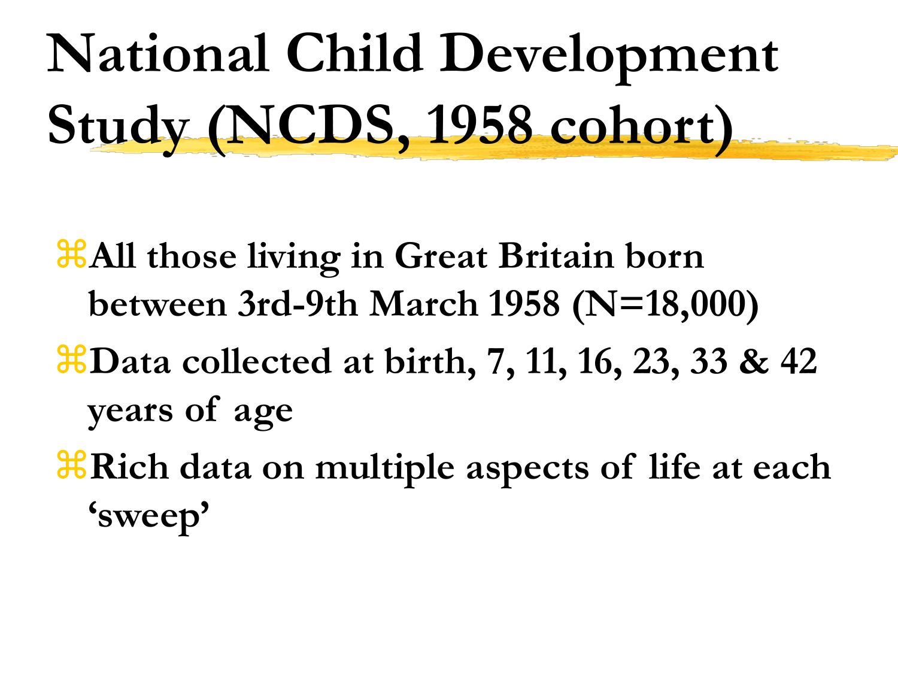# National Child Development Study (NCDS, 1958 cohort)

- **All those living in Great Britain born between 3rd-9th March 1958 (N=18,000)**
- **Data collected at birth, 7, 11, 16, 23, 33 & 42 years of age**
- **Rich data on multiple aspects of life at each 'sweep'**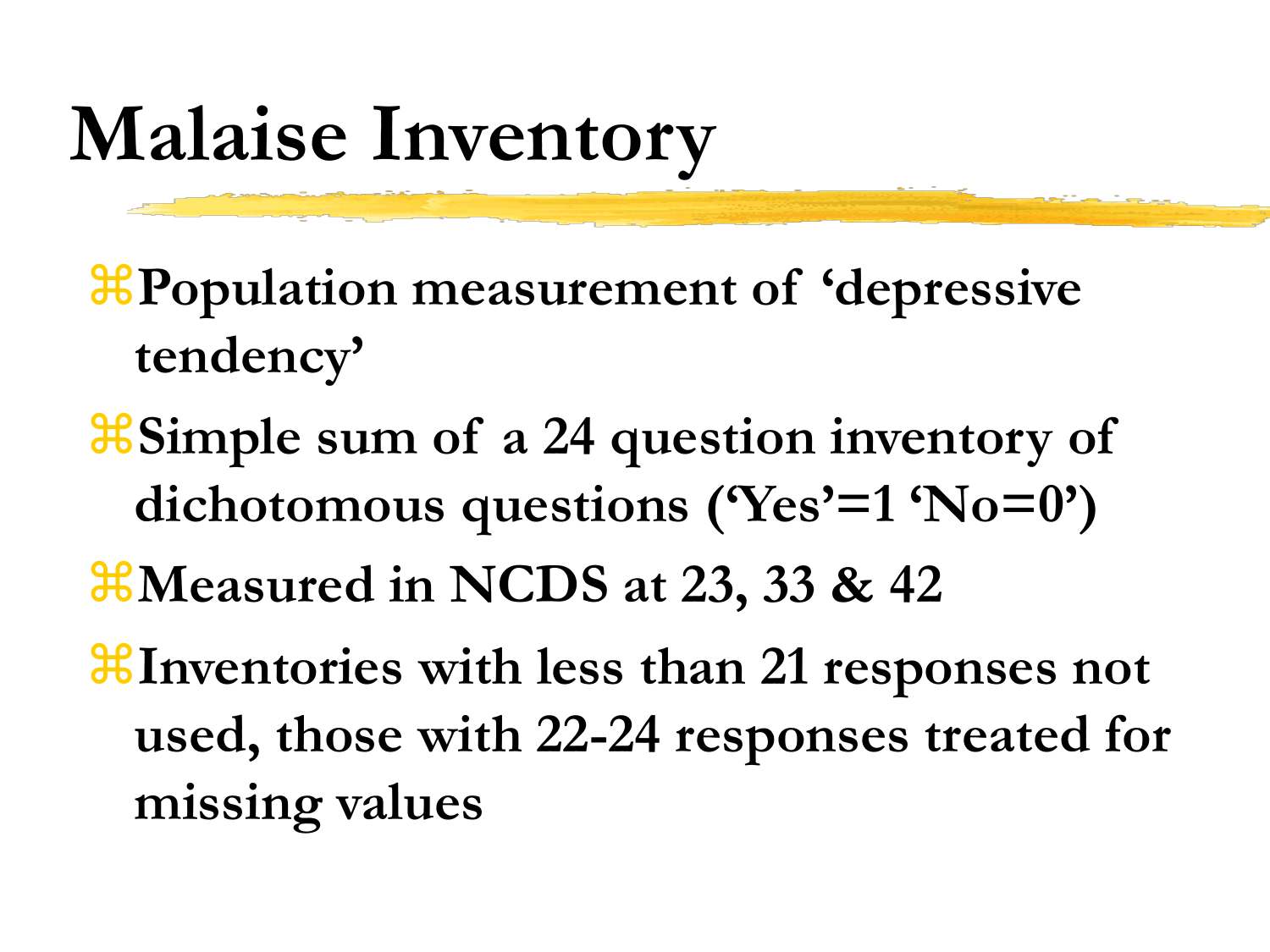# Malaise Inventory

- **Population measurement of 'depressive tendency'**
- **Simple sum of a 24 question inventory of dichotomous questions ('Yes'=1 'No=0')**
- **Measured in NCDS at 23, 33 & 42**
- **Inventories with less than 21 responses not used, those with 22-24 responses treated for missing values**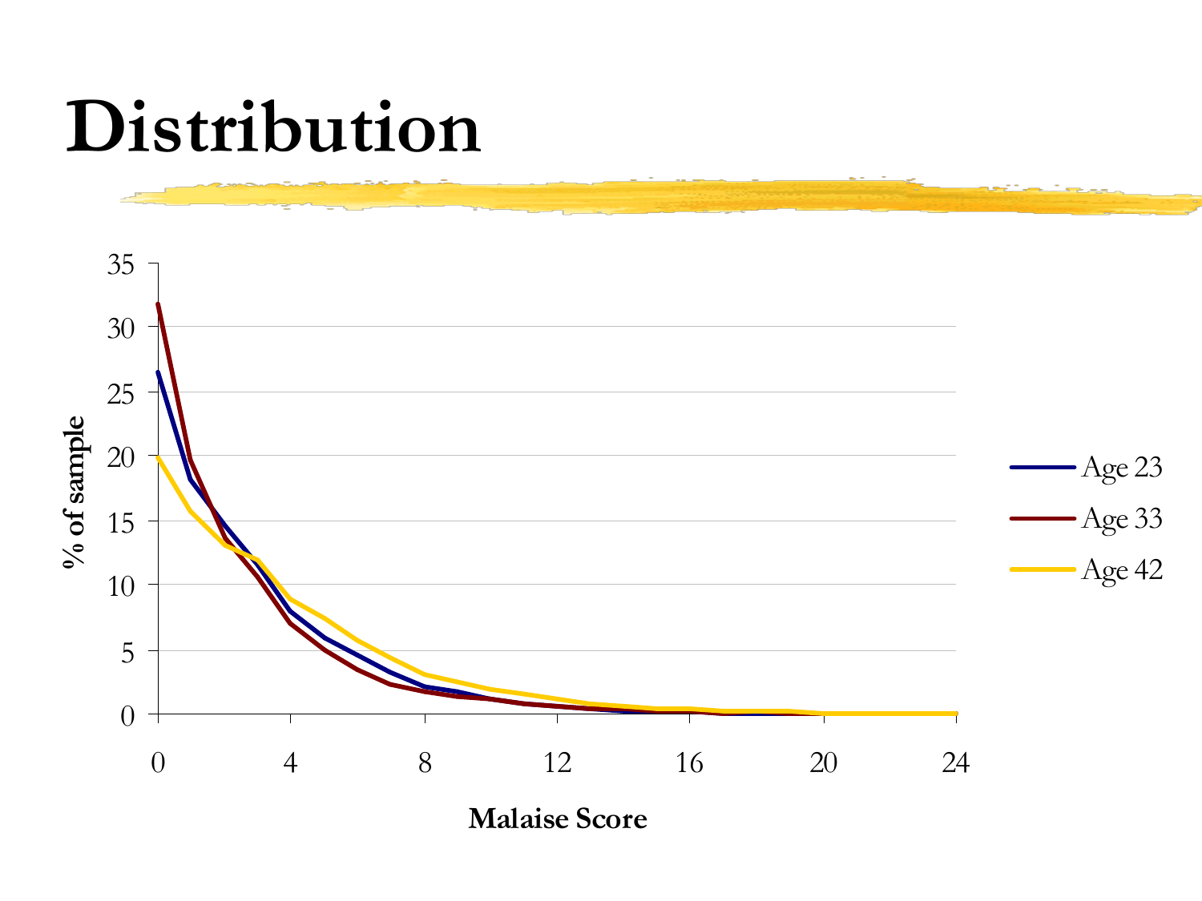# Distribution

% of sample

Malaise Score

Age 23

Age 33

Age 42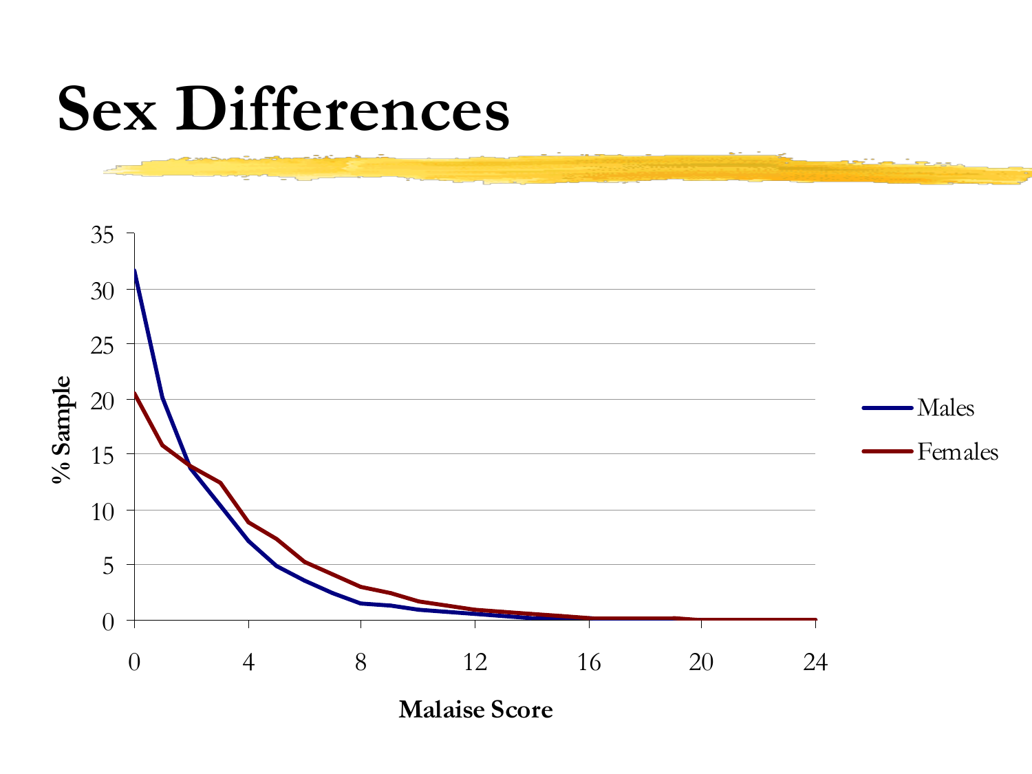# Sex Differences

% Sample

Malaise Score

Males

Females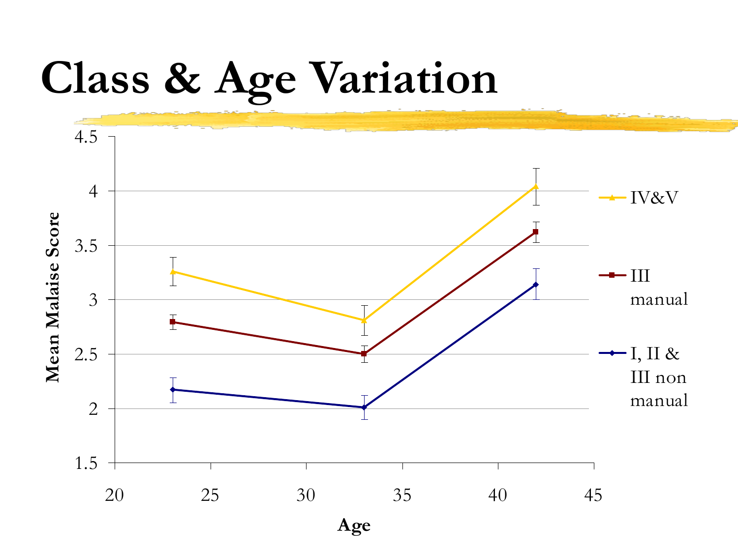# Class & Age Variation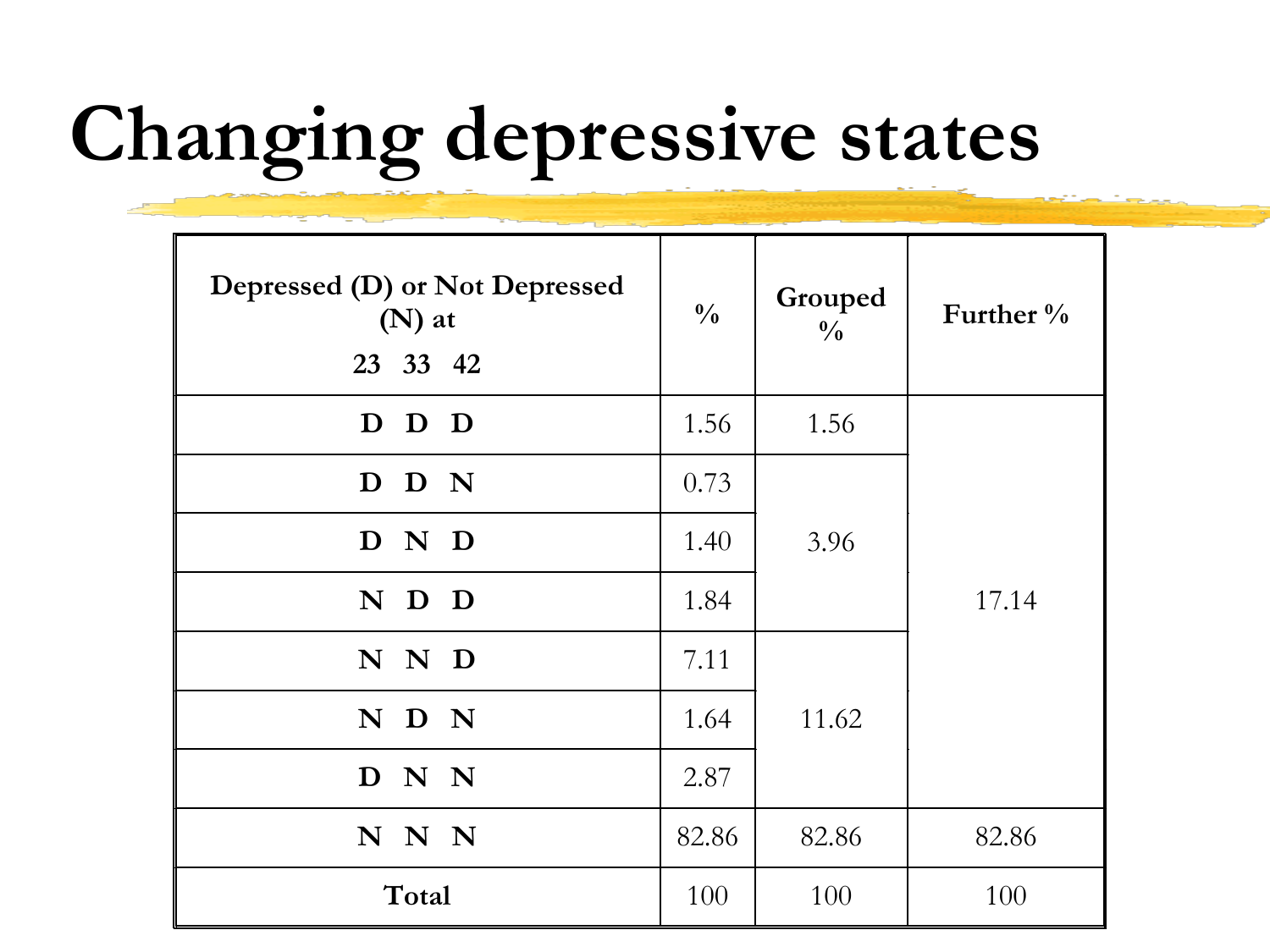# Changing depressive states

| Depressed (D) or Not Depressed (N) at 23 33 42 | % | Grouped % | Further % |
|---|---|---|---|
| D D D | 1.56 | 1.56 | 17.14 |
| D D N | 0.73 | 3.96 | |
| D N D | 1.40 | | |
| N D D | 1.84 | | |
| N N D | 7.11 | 11.62 | |
| N D N | 1.64 | | |
| D N N | 2.87 | | |
| N N N | 82.86 | 82.86 | 82.86 |
| **Total** | 100 | 100 | 100 |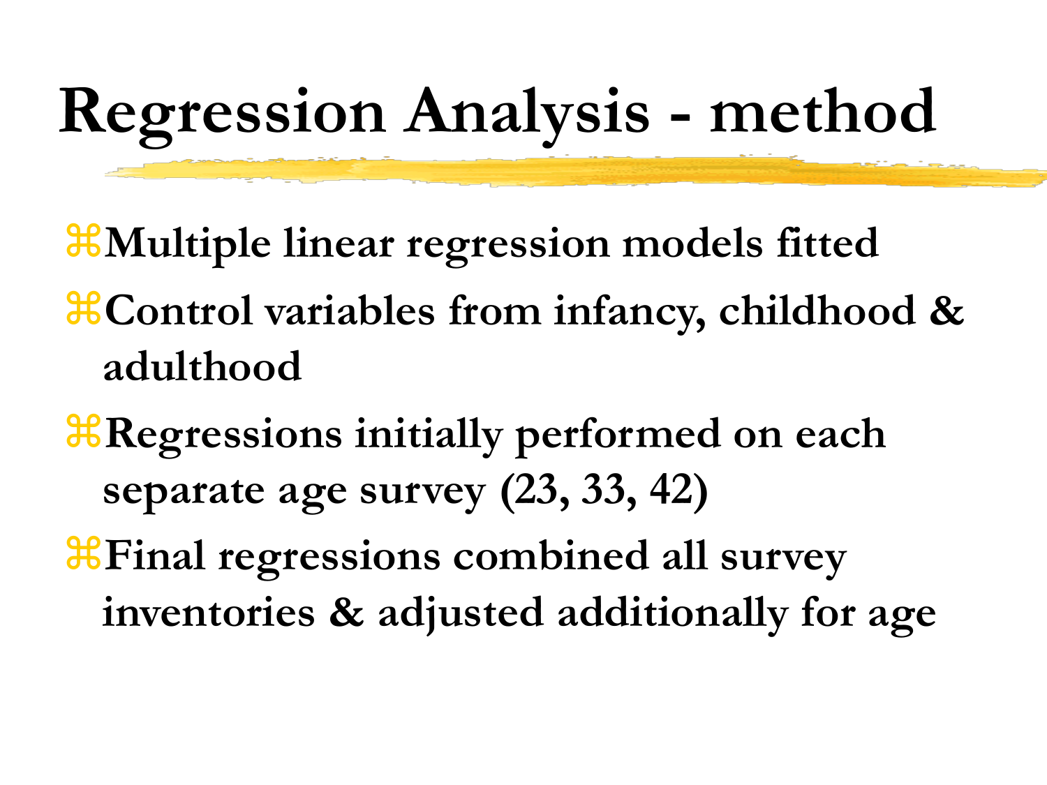# Regression Analysis - method

- Multiple linear regression models fitted
- Control variables from infancy, childhood & adulthood
- Regressions initially performed on each separate age survey (23, 33, 42)
- Final regressions combined all survey inventories & adjusted additionally for age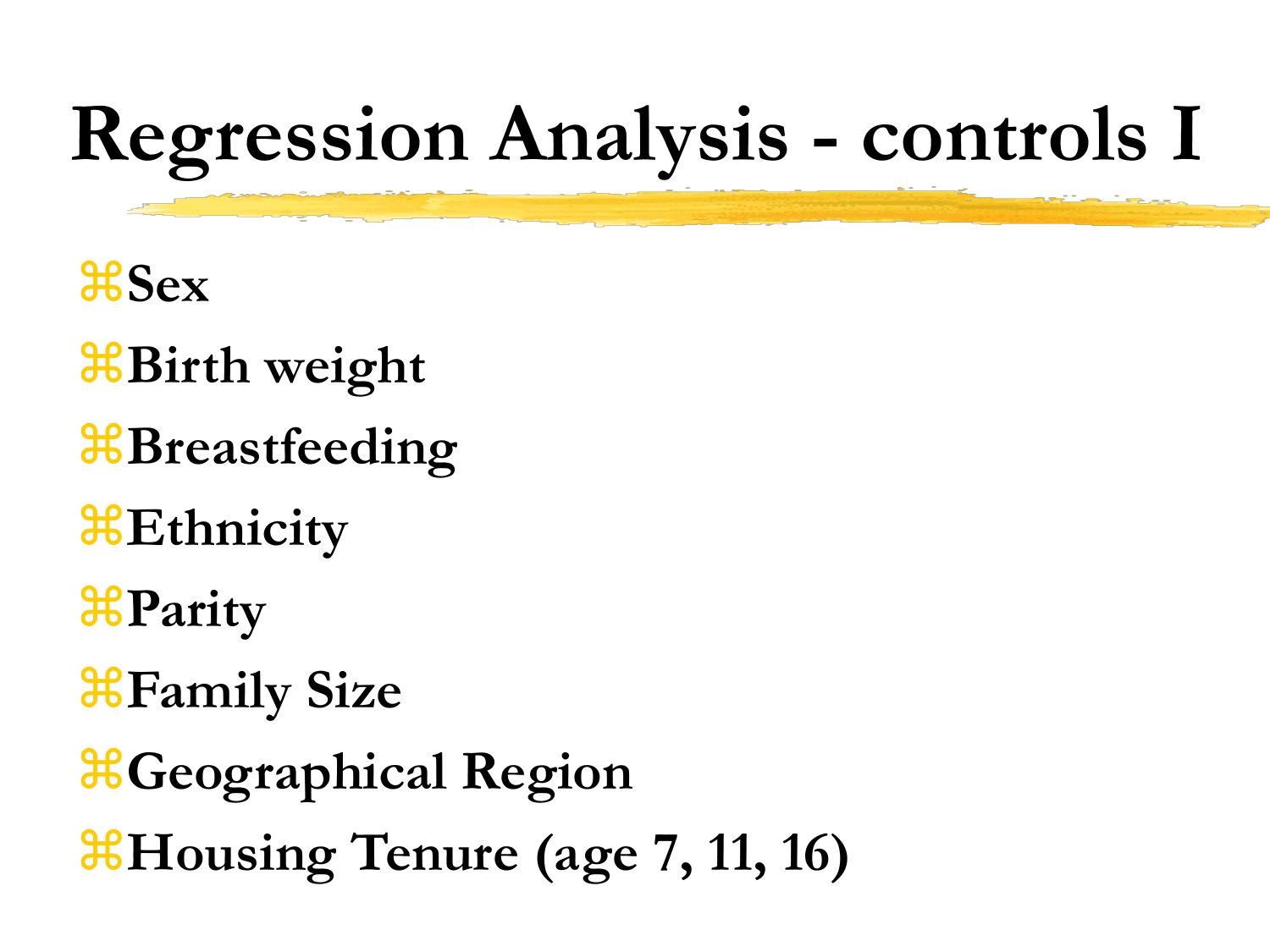# Regression Analysis - controls I

- Sex
- Birth weight
- Breastfeeding
- Ethnicity
- Parity
- Family Size
- Geographical Region
- Housing Tenure (age 7, 11, 16)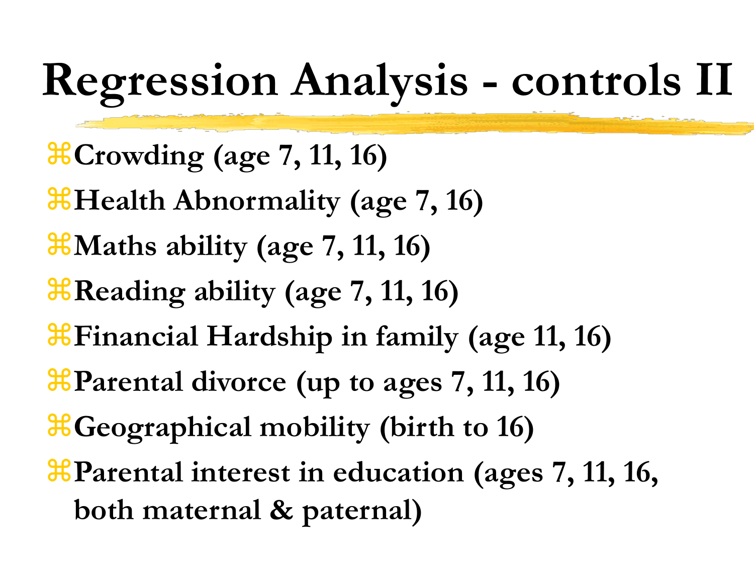# Regression Analysis - controls II

- **Crowding (age 7, 11, 16)**
- **Health Abnormality (age 7, 16)**
- **Maths ability (age 7, 11, 16)**
- **Reading ability (age 7, 11, 16)**
- **Financial Hardship in family (age 11, 16)**
- **Parental divorce (up to ages 7, 11, 16)**
- **Geographical mobility (birth to 16)**
- **Parental interest in education (ages 7, 11, 16, both maternal & paternal)**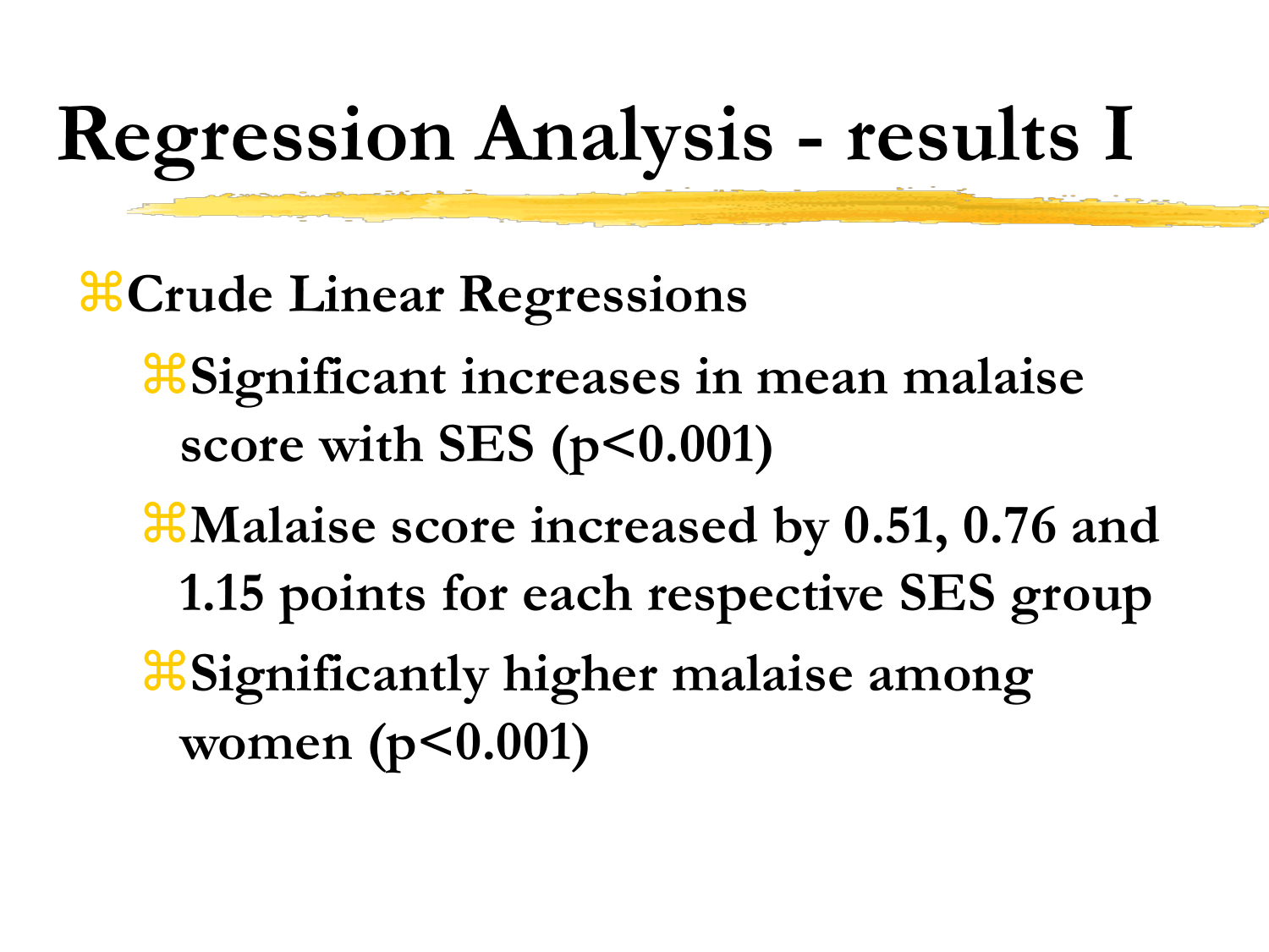# Regression Analysis - results I

- **Crude Linear Regressions**
  - **Significant increases in mean malaise score with SES ($p<0.001$)**
  - **Malaise score increased by 0.51, 0.76 and 1.15 points for each respective SES group**
  - **Significantly higher malaise among women ($p<0.001$)**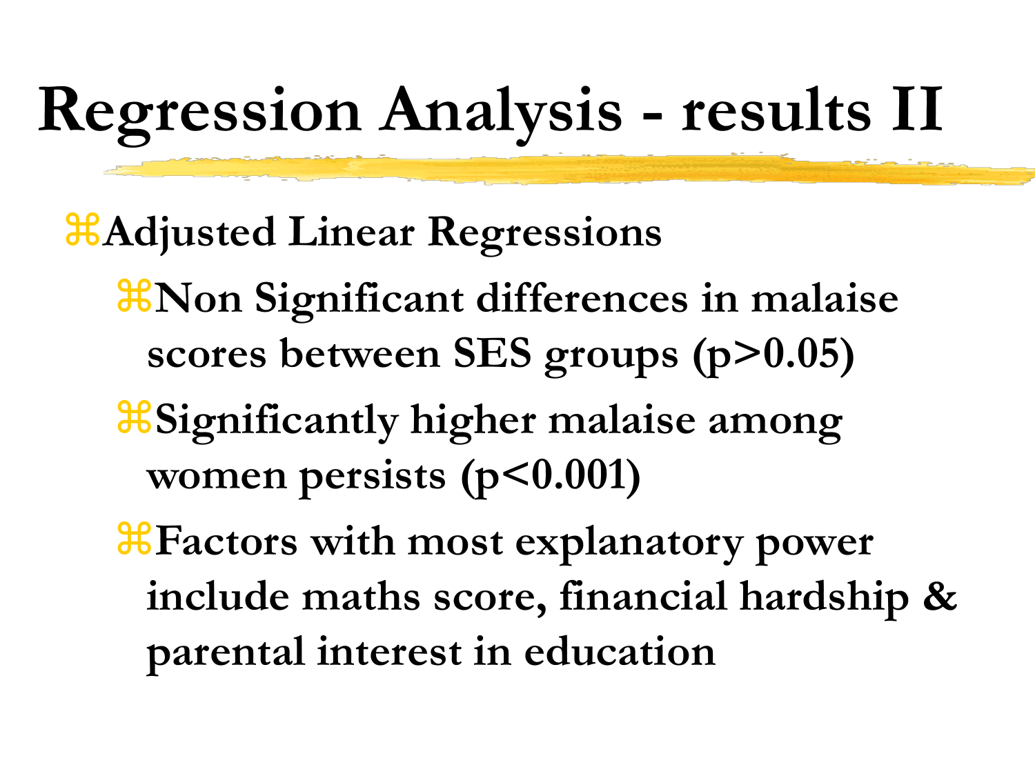# Regression Analysis - results II

- **Adjusted Linear Regressions**
  - **Non Significant differences in malaise scores between SES groups ($p>0.05$)**
  - **Significantly higher malaise among women persists ($p<0.001$)**
  - **Factors with most explanatory power include maths score, financial hardship & parental interest in education**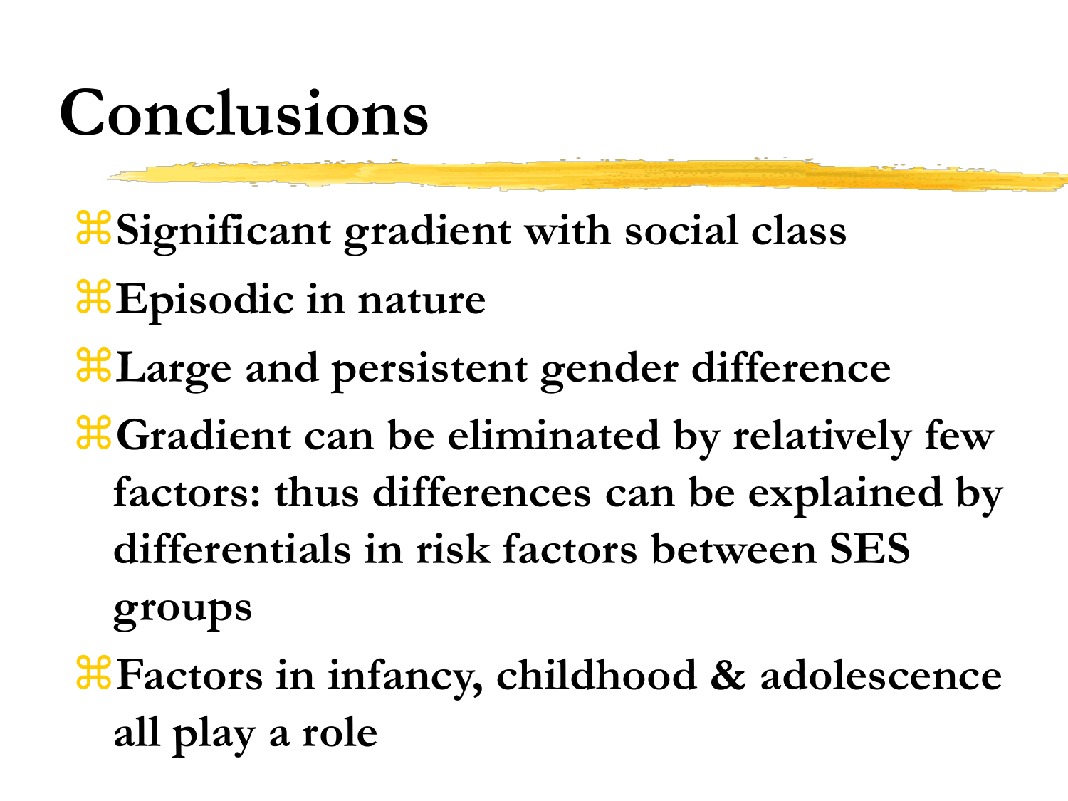# Conclusions

- Significant gradient with social class
- Episodic in nature
- Large and persistent gender difference
- Gradient can be eliminated by relatively few factors: thus differences can be explained by differentials in risk factors between SES groups
- Factors in infancy, childhood & adolescence all play a role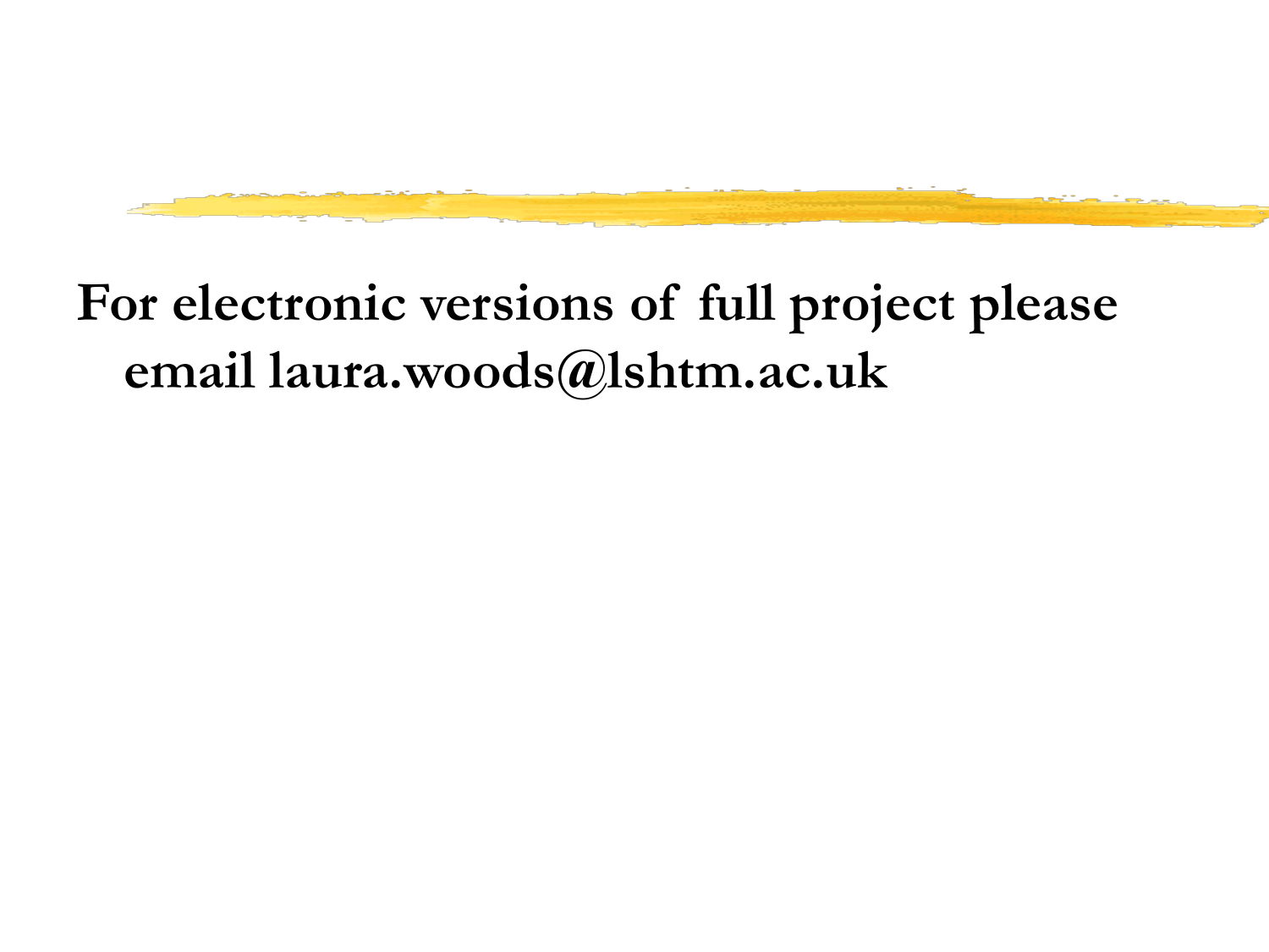**For electronic versions of full project please email laura.woods@lshtm.ac.uk**